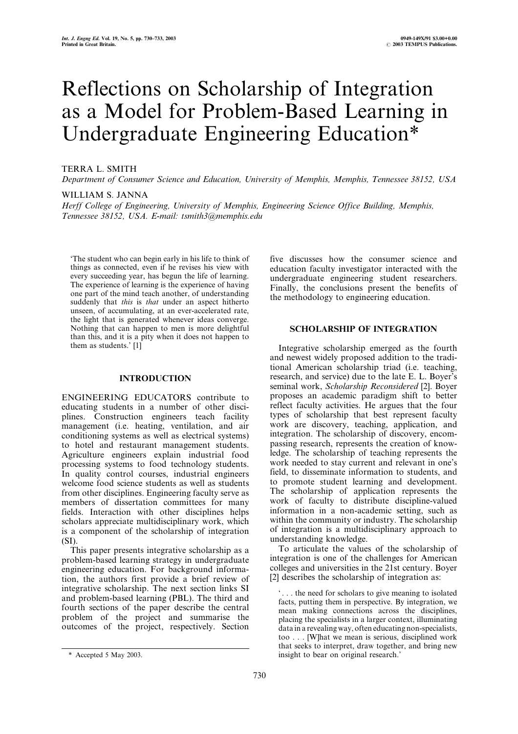# Reflections on Scholarship of Integration as a Model for Problem-Based Learning in Undergraduate Engineering Education*

TERRA L. SMITH

*Department of Consumer Science and Education, University of Memphis, Memphis, Tennessee 38152, USA*

WILLIAM S. JANNA

*Herff College of Engineering, University of Memphis, Engineering Science Office Building, Memphis, Tennessee 38152, USA. E-mail: tsmith3@memphis.edu*

'The student who can begin early in his life to think of things as connected, even if he revises his view with every succeeding year, has begun the life of learning. The experience of learning is the experience of having one part of the mind teach another, of understanding suddenly that *this* is *that* under an aspect hitherto unseen, of accumulating, at an ever-accelerated rate, the light that is generated whenever ideas converge. Nothing that can happen to men is more delightful than this, and it is a pity when it does not happen to them as students.' [1]

## INTRODUCTION

ENGINEERING EDUCATORS contribute to educating students in a number of other disciplines. Construction engineers teach facility management (i.e. heating, ventilation, and air conditioning systems as well as electrical systems) to hotel and restaurant management students. Agriculture engineers explain industrial food processing systems to food technology students. In quality control courses, industrial engineers welcome food science students as well as students from other disciplines. Engineering faculty serve as members of dissertation committees for many fields. Interaction with other disciplines helps scholars appreciate multidisciplinary work, which is a component of the scholarship of integration (SI).

This paper presents integrative scholarship as a problem-based learning strategy in undergraduate engineering education. For background information, the authors first provide a brief review of integrative scholarship. The next section links SI and problem-based learning (PBL). The third and fourth sections of the paper describe the central problem of the project and summarise the outcomes of the project, respectively. Section five discusses how the consumer science and education faculty investigator interacted with the undergraduate engineering student researchers. Finally, the conclusions present the benefits of the methodology to engineering education.

## SCHOLARSHIP OF INTEGRATION

Integrative scholarship emerged as the fourth and newest widely proposed addition to the traditional American scholarship triad (i.e. teaching, research, and service) due to the late E. L. Boyer's seminal work, *Scholarship Reconsidered* [2]. Boyer proposes an academic paradigm shift to better reflect faculty activities. He argues that the four types of scholarship that best represent faculty work are discovery, teaching, application, and integration. The scholarship of discovery, encompassing research, represents the creation of knowledge. The scholarship of teaching represents the work needed to stay current and relevant in one's field, to disseminate information to students, and to promote student learning and development. The scholarship of application represents the work of faculty to distribute discipline-valued information in a non-academic setting, such as within the community or industry. The scholarship of integration is a multidisciplinary approach to understanding knowledge.

To articulate the values of the scholarship of integration is one of the challenges for American colleges and universities in the 21st century. Boyer [2] describes the scholarship of integration as:

> '. . . the need for scholars to give meaning to isolated facts, putting them in perspective. By integration, we mean making connections across the disciplines, placing the specialists in a larger context, illuminating data in a revealing way, often educating non-specialists, too . . . [W]hat we mean is serious, disciplined work that seeks to interpret, draw together, and bring new insight to bear on original research.'

\* Accepted 5 May 2003.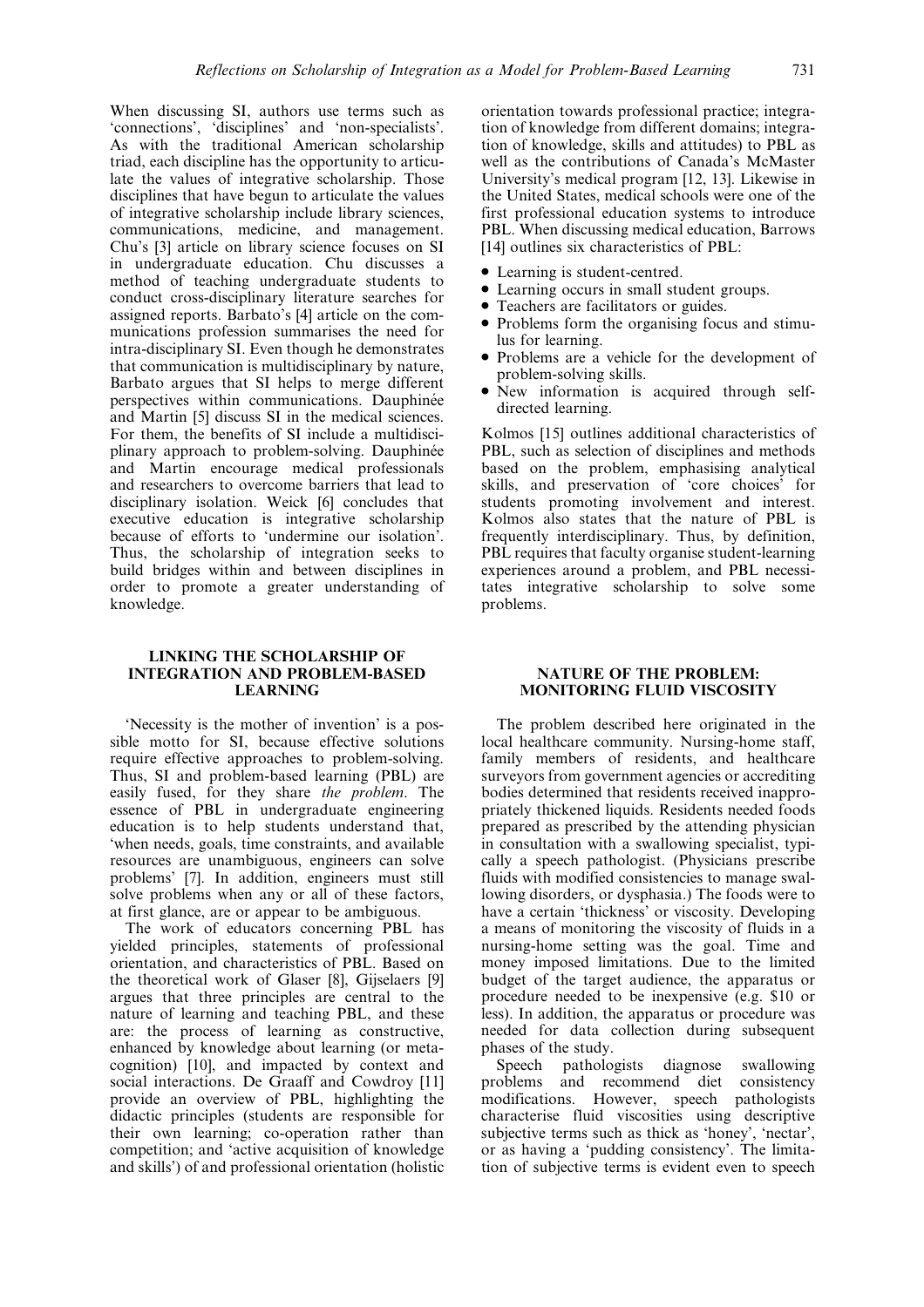When discussing SI, authors use terms such as 'connections', 'disciplines' and 'non-specialists'. As with the traditional American scholarship triad, each discipline has the opportunity to articulate the values of integrative scholarship. Those disciplines that have begun to articulate the values of integrative scholarship include library sciences, communications, medicine, and management. Chu's [3] article on library science focuses on SI in undergraduate education. Chu discusses a method of teaching undergraduate students to conduct cross-disciplinary literature searches for assigned reports. Barbato's [4] article on the communications profession summarises the need for intra-disciplinary SI. Even though he demonstrates that communication is multidisciplinary by nature, Barbato argues that SI helps to merge different perspectives within communications. Dauphinée and Martin [5] discuss SI in the medical sciences. For them, the benefits of SI include a multidisciplinary approach to problem-solving. Dauphinée and Martin encourage medical professionals and researchers to overcome barriers that lead to disciplinary isolation. Weick [6] concludes that executive education is integrative scholarship because of efforts to 'undermine our isolation'. Thus, the scholarship of integration seeks to build bridges within and between disciplines in order to promote a greater understanding of knowledge.

## LINKING THE SCHOLARSHIP OF INTEGRATION AND PROBLEM-BASED LEARNING

'Necessity is the mother of invention' is a possible motto for SI, because effective solutions require effective approaches to problem-solving. Thus, SI and problem-based learning (PBL) are easily fused, for they share *the problem*. The essence of PBL in undergraduate engineering education is to help students understand that, 'when needs, goals, time constraints, and available resources are unambiguous, engineers can solve problems' [7]. In addition, engineers must still solve problems when any or all of these factors, at first glance, are or appear to be ambiguous.

The work of educators concerning PBL has yielded principles, statements of professional orientation, and characteristics of PBL. Based on the theoretical work of Glaser [8], Gijselaers [9] argues that three principles are central to the nature of learning and teaching PBL, and these are: the process of learning as constructive, enhanced by knowledge about learning (or metacognition) [10], and impacted by context and social interactions. De Graaff and Cowdroy [11] provide an overview of PBL, highlighting the didactic principles (students are responsible for their own learning; co-operation rather than competition; and 'active acquisition of knowledge and skills') of and professional orientation (holistic orientation towards professional practice; integration of knowledge from different domains; integration of knowledge, skills and attitudes) to PBL as well as the contributions of Canada's McMaster University's medical program [12, 13]. Likewise in the United States, medical schools were one of the first professional education systems to introduce PBL. When discussing medical education, Barrows [14] outlines six characteristics of PBL:

- Learning is student-centred.
- Learning occurs in small student groups.
- Teachers are facilitators or guides.
- Problems form the organising focus and stimulus for learning.
- Problems are a vehicle for the development of problem-solving skills.
- New information is acquired through self-directed learning.

Kolmos [15] outlines additional characteristics of PBL, such as selection of disciplines and methods based on the problem, emphasising analytical skills, and preservation of 'core choices' for students promoting involvement and interest. Kolmos also states that the nature of PBL is frequently interdisciplinary. Thus, by definition, PBL requires that faculty organise student-learning experiences around a problem, and PBL necessitates integrative scholarship to solve some problems.

## NATURE OF THE PROBLEM: MONITORING FLUID VISCOSITY

The problem described here originated in the local healthcare community. Nursing-home staff, family members of residents, and healthcare surveyors from government agencies or accrediting bodies determined that residents received inappropriately thickened liquids. Residents needed foods prepared as prescribed by the attending physician in consultation with a swallowing specialist, typically a speech pathologist. (Physicians prescribe fluids with modified consistencies to manage swallowing disorders, or dysphasia.) The foods were to have a certain 'thickness' or viscosity. Developing a means of monitoring the viscosity of fluids in a nursing-home setting was the goal. Time and money imposed limitations. Due to the limited budget of the target audience, the apparatus or procedure needed to be inexpensive (e.g. \$10 or less). In addition, the apparatus or procedure was needed for data collection during subsequent phases of the study.

Speech pathologists diagnose swallowing problems and recommend diet consistency modifications. However, speech pathologists characterise fluid viscosities using descriptive subjective terms such as thick as 'honey', 'nectar', or as having a 'pudding consistency'. The limitation of subjective terms is evident even to speech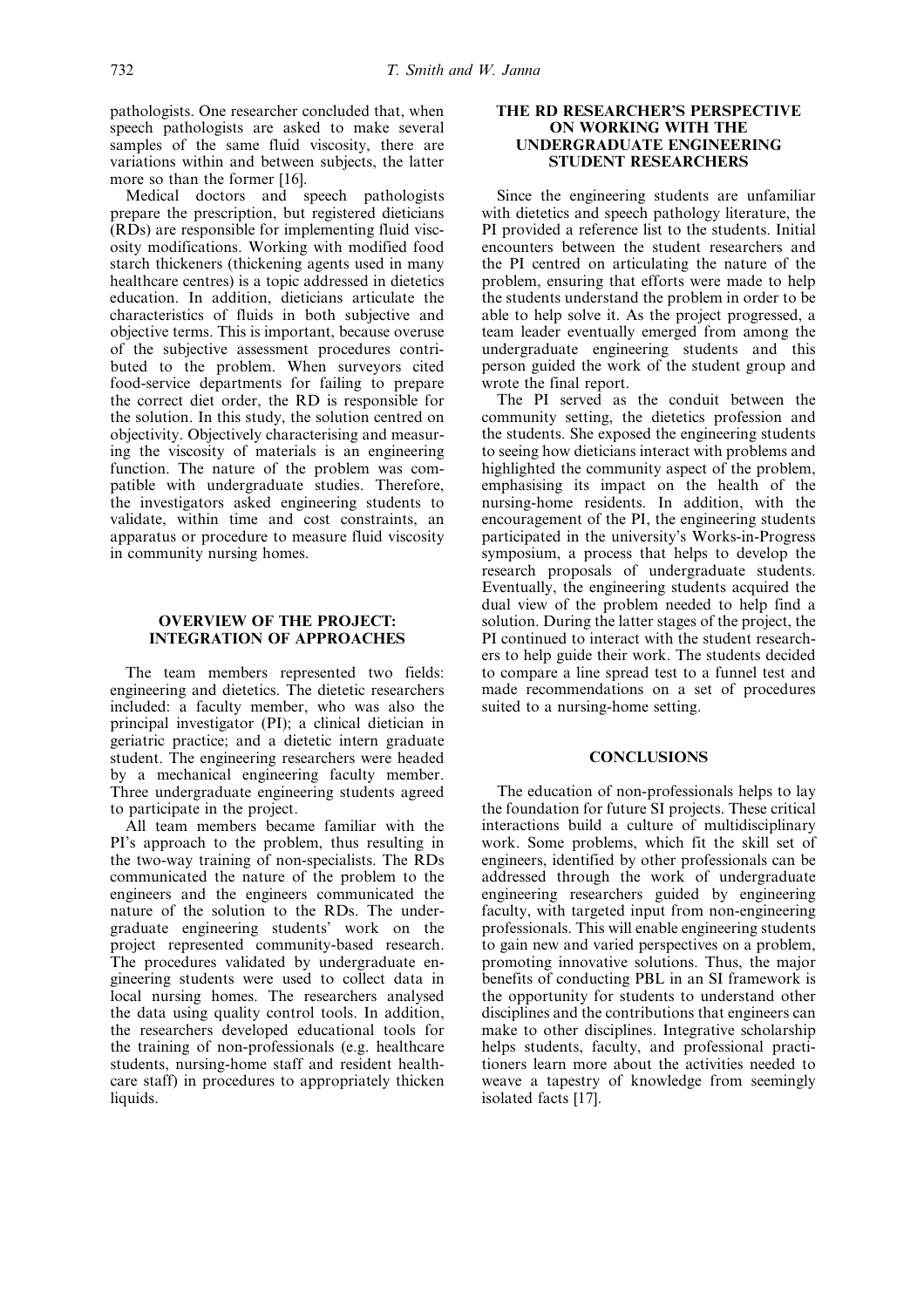pathologists. One researcher concluded that, when speech pathologists are asked to make several samples of the same fluid viscosity, there are variations within and between subjects, the latter more so than the former [16].

Medical doctors and speech pathologists prepare the prescription, but registered dieticians (RDs) are responsible for implementing fluid viscosity modifications. Working with modified food starch thickeners (thickening agents used in many healthcare centres) is a topic addressed in dietetics education. In addition, dieticians articulate the characteristics of fluids in both subjective and objective terms. This is important, because overuse of the subjective assessment procedures contributed to the problem. When surveyors cited food-service departments for failing to prepare the correct diet order, the RD is responsible for the solution. In this study, the solution centred on objectivity. Objectively characterising and measuring the viscosity of materials is an engineering function. The nature of the problem was compatible with undergraduate studies. Therefore, the investigators asked engineering students to validate, within time and cost constraints, an apparatus or procedure to measure fluid viscosity in community nursing homes.

## OVERVIEW OF THE PROJECT: INTEGRATION OF APPROACHES

The team members represented two fields: engineering and dietetics. The dietetic researchers included: a faculty member, who was also the principal investigator (PI); a clinical dietician in geriatric practice; and a dietetic intern graduate student. The engineering researchers were headed by a mechanical engineering faculty member. Three undergraduate engineering students agreed to participate in the project.

All team members became familiar with the PI's approach to the problem, thus resulting in the two-way training of non-specialists. The RDs communicated the nature of the problem to the engineers and the engineers communicated the nature of the solution to the RDs. The undergraduate engineering students' work on the project represented community-based research. The procedures validated by undergraduate engineering students were used to collect data in local nursing homes. The researchers analysed the data using quality control tools. In addition, the researchers developed educational tools for the training of non-professionals (e.g. healthcare students, nursing-home staff and resident healthcare staff) in procedures to appropriately thicken liquids.

## THE RD RESEARCHER'S PERSPECTIVE ON WORKING WITH THE UNDERGRADUATE ENGINEERING STUDENT RESEARCHERS

Since the engineering students are unfamiliar with dietetics and speech pathology literature, the PI provided a reference list to the students. Initial encounters between the student researchers and the PI centred on articulating the nature of the problem, ensuring that efforts were made to help the students understand the problem in order to be able to help solve it. As the project progressed, a team leader eventually emerged from among the undergraduate engineering students and this person guided the work of the student group and wrote the final report.

The PI served as the conduit between the community setting, the dietetics profession and the students. She exposed the engineering students to seeing how dieticians interact with problems and highlighted the community aspect of the problem, emphasising its impact on the health of the nursing-home residents. In addition, with the encouragement of the PI, the engineering students participated in the university's Works-in-Progress symposium, a process that helps to develop the research proposals of undergraduate students. Eventually, the engineering students acquired the dual view of the problem needed to help find a solution. During the latter stages of the project, the PI continued to interact with the student researchers to help guide their work. The students decided to compare a line spread test to a funnel test and made recommendations on a set of procedures suited to a nursing-home setting.

## CONCLUSIONS

The education of non-professionals helps to lay the foundation for future SI projects. These critical interactions build a culture of multidisciplinary work. Some problems, which fit the skill set of engineers, identified by other professionals can be addressed through the work of undergraduate engineering researchers guided by engineering faculty, with targeted input from non-engineering professionals. This will enable engineering students to gain new and varied perspectives on a problem, promoting innovative solutions. Thus, the major benefits of conducting PBL in an SI framework is the opportunity for students to understand other disciplines and the contributions that engineers can make to other disciplines. Integrative scholarship helps students, faculty, and professional practitioners learn more about the activities needed to weave a tapestry of knowledge from seemingly isolated facts [17].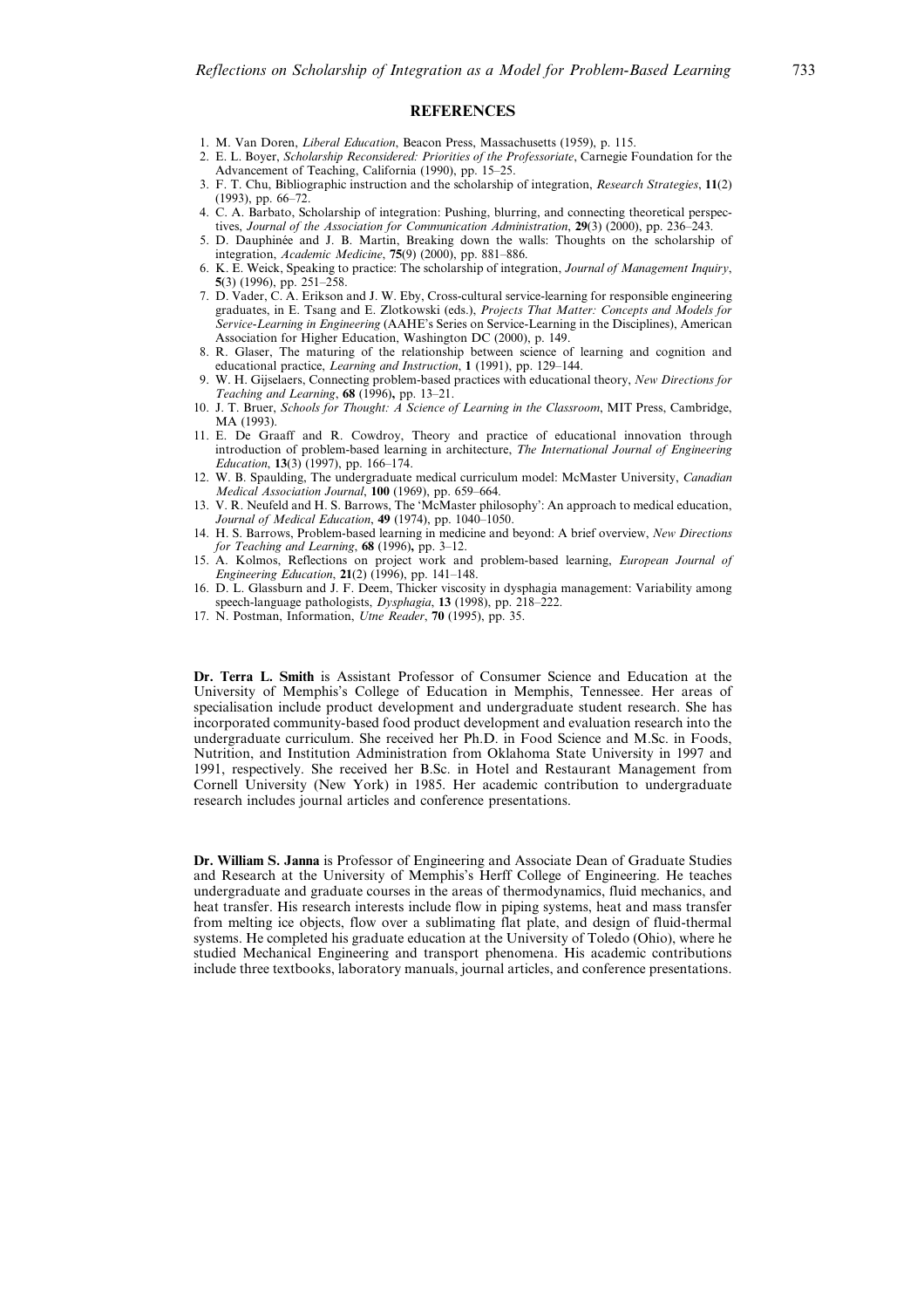## REFERENCES

1. M. Van Doren, *Liberal Education*, Beacon Press, Massachusetts (1959), p. 115.
2. E. L. Boyer, *Scholarship Reconsidered: Priorities of the Professoriate*, Carnegie Foundation for the Advancement of Teaching, California (1990), pp. 15–25.
3. F. T. Chu, Bibliographic instruction and the scholarship of integration, *Research Strategies*, **11**(2) (1993), pp. 66–72.
4. C. A. Barbato, Scholarship of integration: Pushing, blurring, and connecting theoretical perspectives, *Journal of the Association for Communication Administration*, **29**(3) (2000), pp. 236–243.
5. D. Dauphinée and J. B. Martin, Breaking down the walls: Thoughts on the scholarship of integration, *Academic Medicine*, **75**(9) (2000), pp. 881–886.
6. K. E. Weick, Speaking to practice: The scholarship of integration, *Journal of Management Inquiry*, **5**(3) (1996), pp. 251–258.
7. D. Vader, C. A. Erikson and J. W. Eby, Cross-cultural service-learning for responsible engineering graduates, in E. Tsang and E. Zlotkowski (eds.), *Projects That Matter: Concepts and Models for Service-Learning in Engineering* (AAHE's Series on Service-Learning in the Disciplines), American Association for Higher Education, Washington DC (2000), p. 149.
8. R. Glaser, The maturing of the relationship between science of learning and cognition and educational practice, *Learning and Instruction*, **1** (1991), pp. 129–144.
9. W. H. Gijselaers, Connecting problem-based practices with educational theory, *New Directions for Teaching and Learning*, **68** (1996), pp. 13–21.
10. J. T. Bruer, *Schools for Thought: A Science of Learning in the Classroom*, MIT Press, Cambridge, MA (1993).
11. E. De Graaff and R. Cowdroy, Theory and practice of educational innovation through introduction of problem-based learning in architecture, *The International Journal of Engineering Education*, **13**(3) (1997), pp. 166–174.
12. W. B. Spaulding, The undergraduate medical curriculum model: McMaster University, *Canadian Medical Association Journal*, **100** (1969), pp. 659–664.
13. V. R. Neufeld and H. S. Barrows, The 'McMaster philosophy': An approach to medical education, *Journal of Medical Education*, **49** (1974), pp. 1040–1050.
14. H. S. Barrows, Problem-based learning in medicine and beyond: A brief overview, *New Directions for Teaching and Learning*, **68** (1996), pp. 3–12.
15. A. Kolmos, Reflections on project work and problem-based learning, *European Journal of Engineering Education*, **21**(2) (1996), pp. 141–148.
16. D. L. Glassburn and J. F. Deem, Thicker viscosity in dysphagia management: Variability among speech-language pathologists, *Dysphagia*, **13** (1998), pp. 218–222.
17. N. Postman, Information, *Utne Reader*, **70** (1995), pp. 35.

**Dr. Terra L. Smith** is Assistant Professor of Consumer Science and Education at the University of Memphis's College of Education in Memphis, Tennessee. Her areas of specialisation include product development and undergraduate student research. She has incorporated community-based food product development and evaluation research into the undergraduate curriculum. She received her Ph.D. in Food Science and M.Sc. in Foods, Nutrition, and Institution Administration from Oklahoma State University in 1997 and 1991, respectively. She received her B.Sc. in Hotel and Restaurant Management from Cornell University (New York) in 1985. Her academic contribution to undergraduate research includes journal articles and conference presentations.

**Dr. William S. Janna** is Professor of Engineering and Associate Dean of Graduate Studies and Research at the University of Memphis's Herff College of Engineering. He teaches undergraduate and graduate courses in the areas of thermodynamics, fluid mechanics, and heat transfer. His research interests include flow in piping systems, heat and mass transfer from melting ice objects, flow over a sublimating flat plate, and design of fluid-thermal systems. He completed his graduate education at the University of Toledo (Ohio), where he studied Mechanical Engineering and transport phenomena. His academic contributions include three textbooks, laboratory manuals, journal articles, and conference presentations.